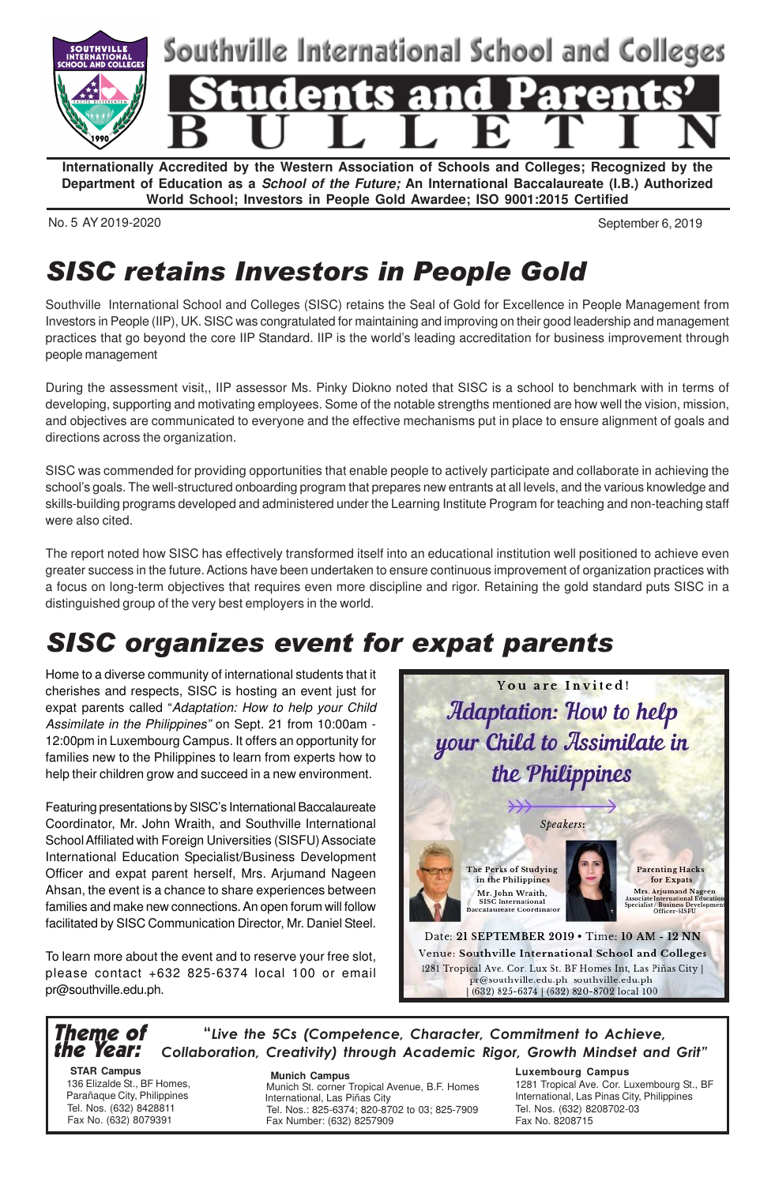# Southville International School and Colleges Students and Parents' BULLETIN

**Internationally Accredited by the Western Association of Schools and Colleges; Recognized by the Department of Education as a *School of the Future;* An International Baccalaureate (I.B.) Authorized World School; Investors in People Gold Awardee; ISO 9001:2015 Certified**

No. 5 AY 2019-2020

September 6, 2019

## *SISC retains Investors in People Gold*

Southville International School and Colleges (SISC) retains the Seal of Gold for Excellence in People Management from Investors in People (IIP), UK. SISC was congratulated for maintaining and improving on their good leadership and management practices that go beyond the core IIP Standard. IIP is the world's leading accreditation for business improvement through people management

During the assessment visit,, IIP assessor Ms. Pinky Diokno noted that SISC is a school to benchmark with in terms of developing, supporting and motivating employees. Some of the notable strengths mentioned are how well the vision, mission, and objectives are communicated to everyone and the effective mechanisms put in place to ensure alignment of goals and directions across the organization.

SISC was commended for providing opportunities that enable people to actively participate and collaborate in achieving the school's goals. The well-structured onboarding program that prepares new entrants at all levels, and the various knowledge and skills-building programs developed and administered under the Learning Institute Program for teaching and non-teaching staff were also cited.

The report noted how SISC has effectively transformed itself into an educational institution well positioned to achieve even greater success in the future. Actions have been undertaken to ensure continuous improvement of organization practices with a focus on long-term objectives that requires even more discipline and rigor. Retaining the gold standard puts SISC in a distinguished group of the very best employers in the world.

## *SISC organizes event for expat parents*

Home to a diverse community of international students that it cherishes and respects, SISC is hosting an event just for expat parents called "*Adaptation: How to help your Child Assimilate in the Philippines"* on Sept. 21 from 10:00am - 12:00pm in Luxembourg Campus. It offers an opportunity for families new to the Philippines to learn from experts how to help their children grow and succeed in a new environment.

Featuring presentations by SISC's International Baccalaureate Coordinator, Mr. John Wraith, and Southville International School Affiliated with Foreign Universities (SISFU) Associate International Education Specialist/Business Development Officer and expat parent herself, Mrs. Arjumand Nageen Ahsan, the event is a chance to share experiences between families and make new connections. An open forum will follow facilitated by SISC Communication Director, Mr. Daniel Steel.

To learn more about the event and to reserve your free slot, please contact +632 825-6374 local 100 or email pr@southville.edu.ph.

**You are Invited!**

*Adaptation: How to help your Child to Assimilate in the Philippines*

*Speakers:*

The Perks of Studying in the Philippines — Mr. John Wraith, SISC International Baccalaureate Coordinator

Parenting Hacks for Expats — Mrs. Arjumand Nageen, Associate International Education Specialist / Business Development Officer-SISFU

Date: **21 SEPTEMBER 2019** • Time: **10 AM - 12 NN**

Venue: **Southville International School and Colleges**

1281 Tropical Ave. Cor. Lux St. BF Homes Int, Las Piñas City | pr@southville.edu.ph southville.edu.ph | (632) 825-6374 | (632) 820-8702 local 100

***Theme of the Year:*** *"Live the 5Cs (Competence, Character, Commitment to Achieve, Collaboration, Creativity) through Academic Rigor, Growth Mindset and Grit"*

**STAR Campus**
136 Elizalde St., BF Homes, Parañaque City, Philippines
Tel. Nos. (632) 8428811
Fax No. (632) 8079391

**Munich Campus**
Munich St. corner Tropical Avenue, B.F. Homes International, Las Piñas City
Tel. Nos.: 825-6374; 820-8702 to 03; 825-7909
Fax Number: (632) 8257909

**Luxembourg Campus**
1281 Tropical Ave. Cor. Luxembourg St., BF International, Las Pinas City, Philippines
Tel. Nos. (632) 8208702-03
Fax No. 8208715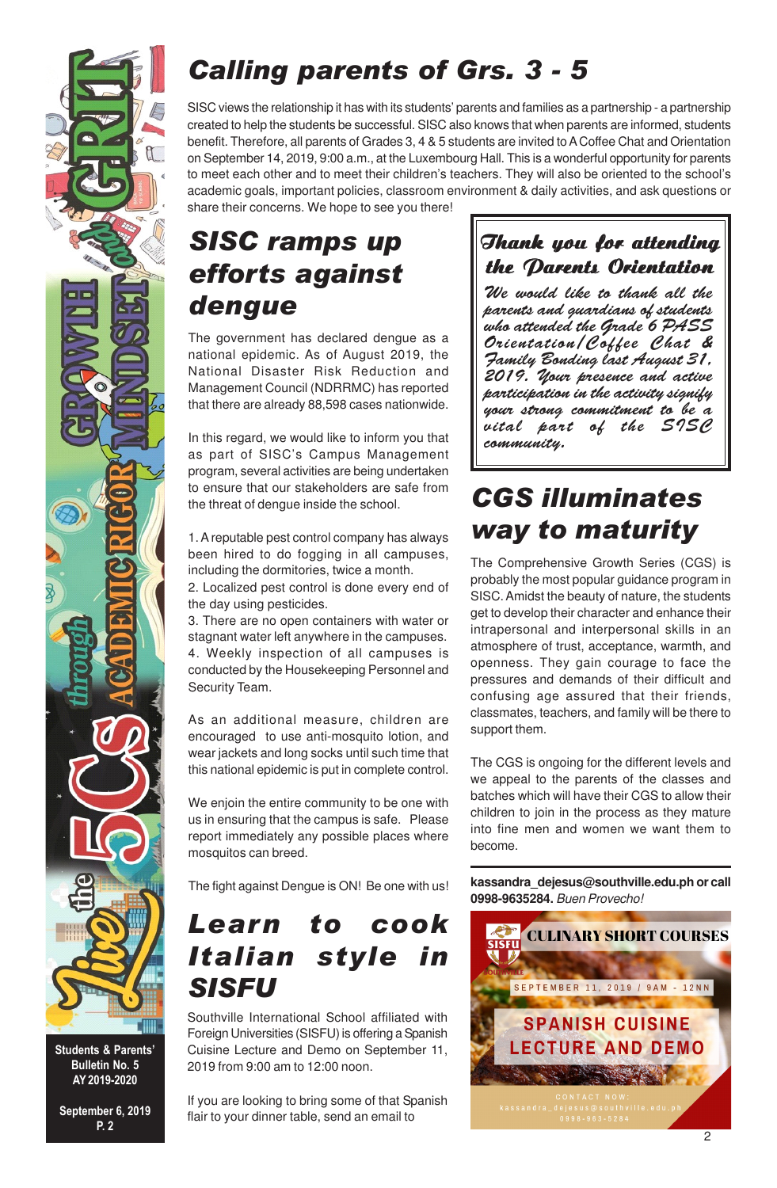# Calling parents of Grs. 3 - 5

SISC views the relationship it has with its students' parents and families as a partnership - a partnership created to help the students be successful. SISC also knows that when parents are informed, students benefit. Therefore, all parents of Grades 3, 4 & 5 students are invited to A Coffee Chat and Orientation on September 14, 2019, 9:00 a.m., at the Luxembourg Hall. This is a wonderful opportunity for parents to meet each other and to meet their children's teachers. They will also be oriented to the school's academic goals, important policies, classroom environment & daily activities, and ask questions or share their concerns. We hope to see you there!

# SISC ramps up efforts against dengue

The government has declared dengue as a national epidemic. As of August 2019, the National Disaster Risk Reduction and Management Council (NDRRMC) has reported that there are already 88,598 cases nationwide.

In this regard, we would like to inform you that as part of SISC's Campus Management program, several activities are being undertaken to ensure that our stakeholders are safe from the threat of dengue inside the school.

1. A reputable pest control company has always been hired to do fogging in all campuses, including the dormitories, twice a month.
2. Localized pest control is done every end of the day using pesticides.
3. There are no open containers with water or stagnant water left anywhere in the campuses.
4. Weekly inspection of all campuses is conducted by the Housekeeping Personnel and Security Team.

As an additional measure, children are encouraged to use anti-mosquito lotion, and wear jackets and long socks until such time that this national epidemic is put in complete control.

We enjoin the entire community to be one with us in ensuring that the campus is safe. Please report immediately any possible places where mosquitos can breed.

The fight against Dengue is ON! Be one with us!

# Learn to cook Italian style in SISFU

Southville International School affiliated with Foreign Universities (SISFU) is offering a Spanish Cuisine Lecture and Demo on September 11, 2019 from 9:00 am to 12:00 noon.

If you are looking to bring some of that Spanish flair to your dinner table, send an email to **kassandra_dejesus@southville.edu.ph or call 0998-9635284.** *Buen Provecho!*

## Thank you for attending the Parents Orientation

*We would like to thank all the parents and guardians of students who attended the Grade 6 PASS Orientation/Coffee Chat & Family Bonding last August 31, 2019. Your presence and active participation in the activity signify your strong commitment to be a vital part of the SISC community.*

# CGS illuminates way to maturity

The Comprehensive Growth Series (CGS) is probably the most popular guidance program in SISC. Amidst the beauty of nature, the students get to develop their character and enhance their intrapersonal and interpersonal skills in an atmosphere of trust, acceptance, warmth, and openness. They gain courage to face the pressures and demands of their difficult and confusing age assured that their friends, classmates, teachers, and family will be there to support them.

The CGS is ongoing for the different levels and we appeal to the parents of the classes and batches which will have their CGS to allow their children to join in the process as they mature into fine men and women we want them to become.

**CULINARY SHORT COURSES**

SEPTEMBER 11, 2019 | 9AM - 12NN

**SPANISH CUISINE LECTURE AND DEMO**

CONTACT NOW:
kassandra_dejesus@southville.edu.ph
0998-963-5284

Students & Parents' Bulletin No. 5
AY 2019-2020

September 6, 2019
P. 2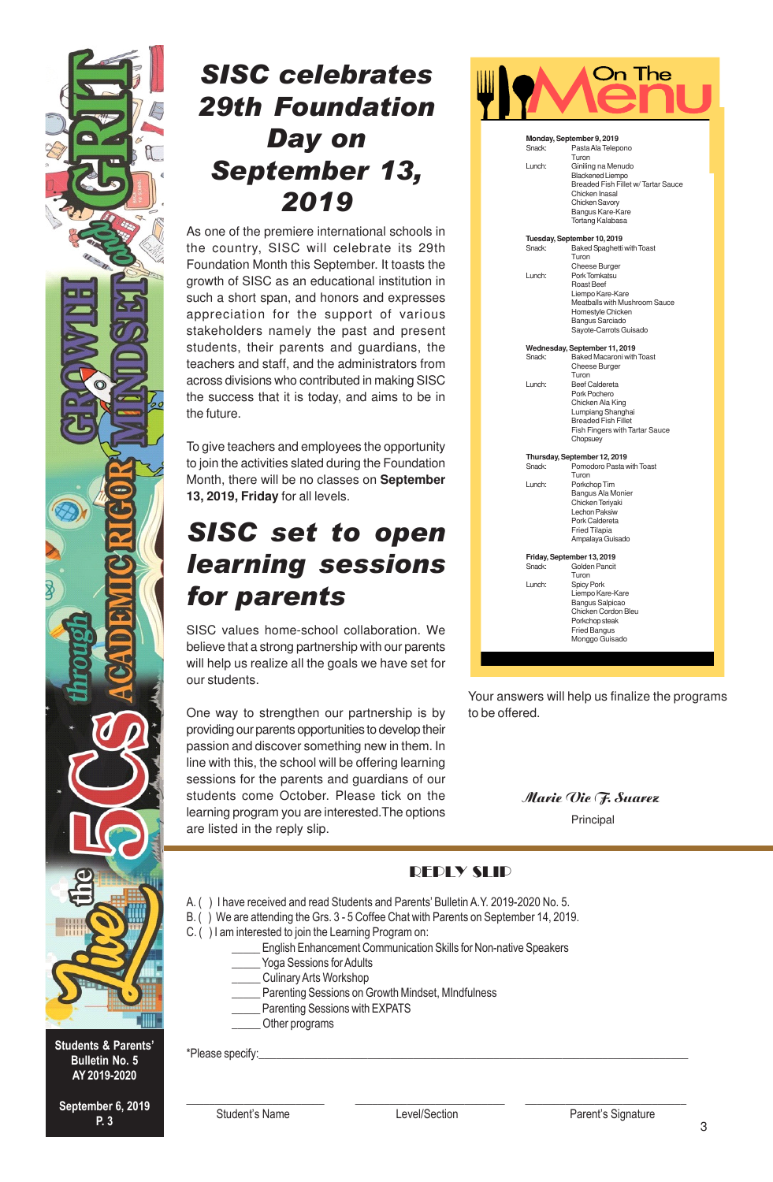# SISC celebrates 29th Foundation Day on September 13, 2019

As one of the premiere international schools in the country, SISC will celebrate its 29th Foundation Month this September. It toasts the growth of SISC as an educational institution in such a short span, and honors and expresses appreciation for the support of various stakeholders namely the past and present students, their parents and guardians, the teachers and staff, and the administrators from across divisions who contributed in making SISC the success that it is today, and aims to be in the future.

To give teachers and employees the opportunity to join the activities slated during the Foundation Month, there will be no classes on **September 13, 2019, Friday** for all levels.

# SISC set to open learning sessions for parents

SISC values home-school collaboration. We believe that a strong partnership with our parents will help us realize all the goals we have set for our students.

One way to strengthen our partnership is by providing our parents opportunities to develop their passion and discover something new in them. In line with this, the school will be offering learning sessions for the parents and guardians of our students come October. Please tick on the learning program you are interested. The options are listed in the reply slip.

Your answers will help us finalize the programs to be offered.

*Marie Vic F. Suarez*

Principal

## On The Menu

**Monday, September 9, 2019**

Snack: Pasta Ala Telepono
Turon

Lunch: Giniling na Menudo
Blackened Liempo
Breaded Fish Fillet w/ Tartar Sauce
Chicken Inasal
Chicken Savory
Bangus Kare-Kare
Tortang Kalabasa

**Tuesday, September 10, 2019**

Snack: Baked Spaghetti with Toast
Turon
Cheese Burger

Lunch: Pork Tomkatsu
Roast Beef
Liempo Kare-Kare
Meatballs with Mushroom Sauce
Homestyle Chicken
Bangus Sarciado
Sayote-Carrots Guisado

**Wednesday, September 11, 2019**

Snack: Baked Macaroni with Toast
Cheese Burger
Turon

Lunch: Beef Caldereta
Pork Pochero
Chicken Ala King
Lumpiang Shanghai
Breaded Fish Fillet
Fish Fingers with Tartar Sauce
Chopsuey

**Thursday, September 12, 2019**

Snack: Pomodoro Pasta with Toast
Turon

Lunch: Porkchop Tim
Bangus Ala Monier
Chicken Teriyaki
Lechon Paksiw
Pork Caldereta
Fried Tilapia
Ampalaya Guisado

**Friday, September 13, 2019**

Snack: Golden Pancit
Turon

Lunch: Spicy Pork
Liempo Kare-Kare
Bangus Salpicao
Chicken Cordon Bleu
Porkchop steak
Fried Bangus
Monggo Guisado

## REPLY SLIP

A. ( ) I have received and read Students and Parents' Bulletin A.Y. 2019-2020 No. 5.
B. ( ) We are attending the Grs. 3 - 5 Coffee Chat with Parents on September 14, 2019.
C. ( ) I am interested to join the Learning Program on:

_____ English Enhancement Communication Skills for Non-native Speakers
_____ Yoga Sessions for Adults
_____ Culinary Arts Workshop
_____ Parenting Sessions on Growth Mindset, MIndfulness
_____ Parenting Sessions with EXPATS
_____ Other programs

*Please specify:______________________________

______________________ ______________________ ______________________
Student's Name Level/Section Parent's Signature

Students & Parents' Bulletin No. 5
AY 2019-2020

September 6, 2019